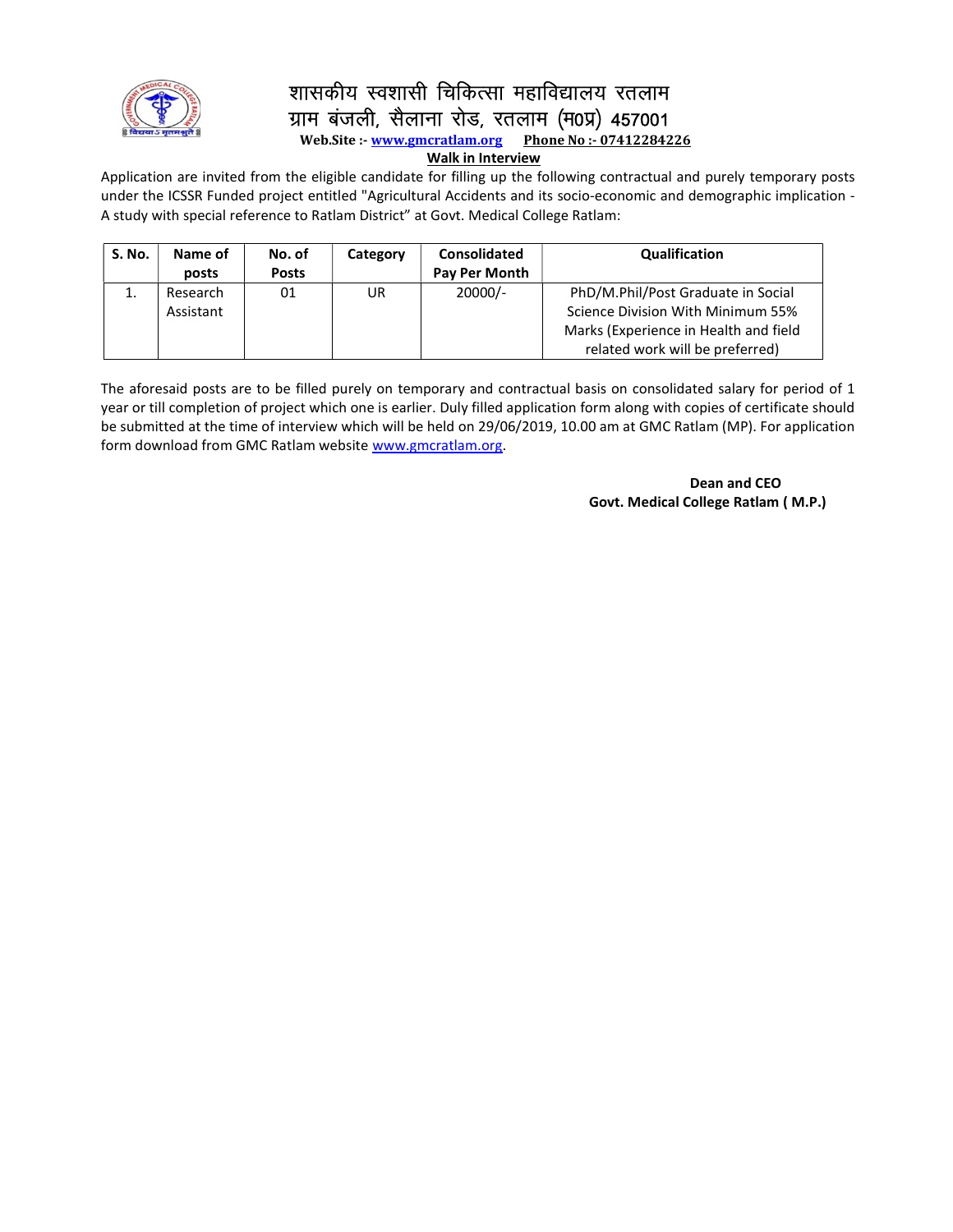# शासकीय स्वशासी चिकित्सा महाविद्यालय रतलाम

## ग्राम बंजली, सैलाना रोड, रतलाम (म0प्र) 457001

**Web.Site :- www.gmcratlam.org** **Phone No :- 07412284226**

**Walk in Interview**

Application are invited from the eligible candidate for filling up the following contractual and purely temporary posts under the ICSSR Funded project entitled "Agricultural Accidents and its socio-economic and demographic implication - A study with special reference to Ratlam District" at Govt. Medical College Ratlam:

| S. No. | Name of posts | No. of Posts | Category | Consolidated Pay Per Month | Qualification |
|---|---|---|---|---|---|
| 1. | Research Assistant | 01 | UR | 20000/- | PhD/M.Phil/Post Graduate in Social Science Division With Minimum 55% Marks (Experience in Health and field related work will be preferred) |

The aforesaid posts are to be filled purely on temporary and contractual basis on consolidated salary for period of 1 year or till completion of project which one is earlier. Duly filled application form along with copies of certificate should be submitted at the time of interview which will be held on 29/06/2019, 10.00 am at GMC Ratlam (MP). For application form download from GMC Ratlam website www.gmcratlam.org.

**Dean and CEO**
**Govt. Medical College Ratlam ( M.P.)**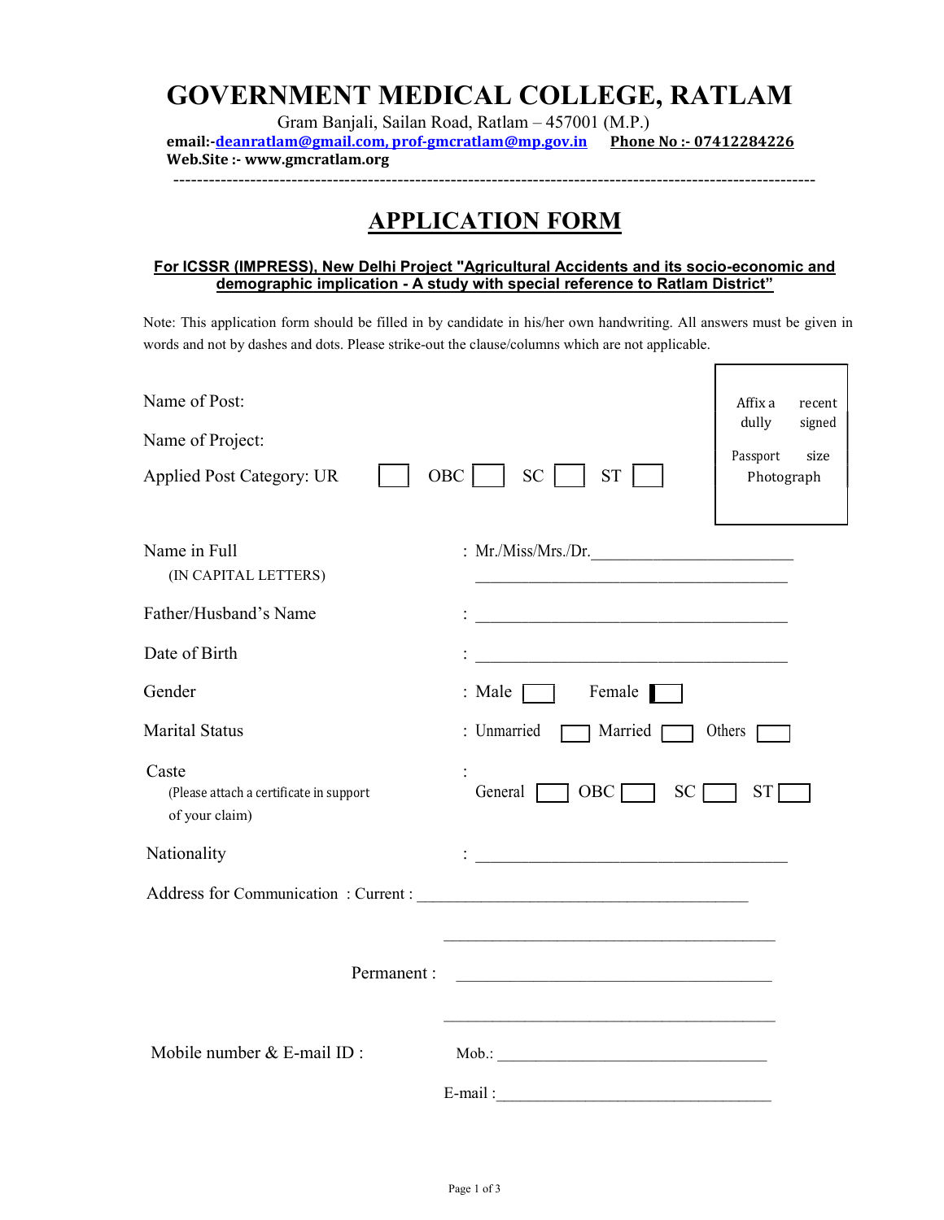# GOVERNMENT MEDICAL COLLEGE, RATLAM

Gram Banjali, Sailan Road, Ratlam – 457001 (M.P.)

**email:-deanratlam@gmail.com, prof-gmcratlam@mp.gov.in** **Phone No :- 07412284226**

**Web.Site :- www.gmcratlam.org**

---

## APPLICATION FORM

**For ICSSR (IMPRESS), New Delhi Project "Agricultural Accidents and its socio-economic and demographic implication - A study with special reference to Ratlam District"**

Note: This application form should be filled in by candidate in his/her own handwriting. All answers must be given in words and not by dashes and dots. Please strike-out the clause/columns which are not applicable.

Affix a recent dully signed Passport size Photograph

Name of Post:

Name of Project:

Applied Post Category: UR ☐ OBC ☐ SC ☐ ST ☐

Name in Full (IN CAPITAL LETTERS) : Mr./Miss/Mrs./Dr.________________________

________________________________________

Father/Husband's Name : ________________________________________

Date of Birth : ________________________________________

Gender : Male ☐ Female ☐

Marital Status : Unmarried ☐ Married ☐ Others ☐

Caste (Please attach a certificate in support of your claim) : General ☐ OBC ☐ SC ☐ ST ☐

Nationality : ________________________________________

Address for Communication : Current : ________________________________________

________________________________________

Permanent : ________________________________________

________________________________________

Mobile number & E-mail ID : Mob.: ________________________________

E-mail :________________________________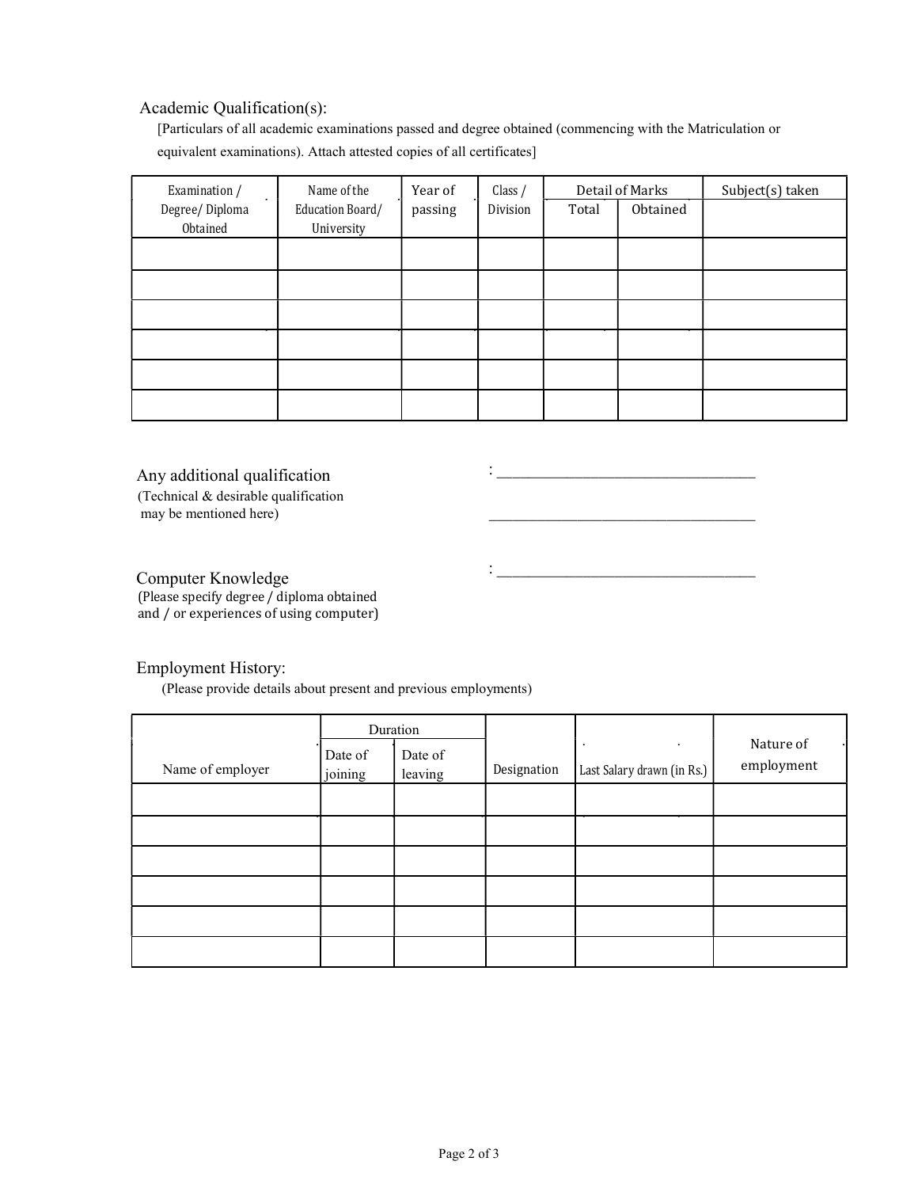Academic Qualification(s):

[Particulars of all academic examinations passed and degree obtained (commencing with the Matriculation or equivalent examinations). Attach attested copies of all certificates]

| Examination / Degree/ Diploma Obtained | Name of the Education Board/ University | Year of passing | Class / Division | Detail of Marks | | Subject(s) taken |
|---|---|---|---|---|---|---|
| | | | | Total | Obtained | |
| | | | | | | |
| | | | | | | |
| | | | | | | |
| | | | | | | |
| | | | | | | |
| | | | | | | |

Any additional qualification : ___________________________________

(Technical & desirable qualification may be mentioned here) ___________________________________

Computer Knowledge : ___________________________________

(Please specify degree / diploma obtained and / or experiences of using computer)

Employment History:

(Please provide details about present and previous employments)

| Name of employer | Duration | | Designation | Last Salary drawn (in Rs.) | Nature of employment |
|---|---|---|---|---|---|
| | Date of joining | Date of leaving | | | |
| | | | | | |
| | | | | | |
| | | | | | |
| | | | | | |
| | | | | | |
| | | | | | |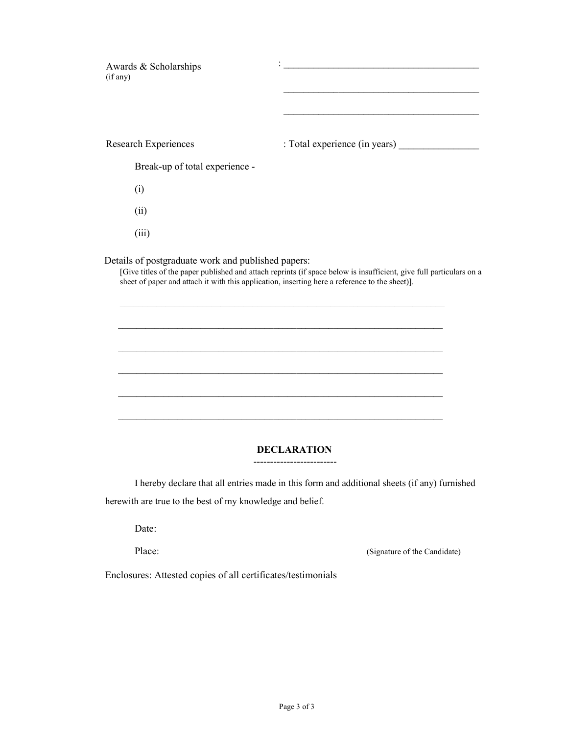Awards & Scholarships (if any) : ________________________________________

________________________________________

________________________________________

Research Experiences : Total experience (in years) ________________

Break-up of total experience -

(i)

(ii)

(iii)

Details of postgraduate work and published papers:

[Give titles of the paper published and attach reprints (if space below is insufficient, give full particulars on a sheet of paper and attach it with this application, inserting here a reference to the sheet)].

____________________________________________________________________

____________________________________________________________________

____________________________________________________________________

____________________________________________________________________

____________________________________________________________________

____________________________________________________________________

## DECLARATION

I hereby declare that all entries made in this form and additional sheets (if any) furnished herewith are true to the best of my knowledge and belief.

Date:

Place: (Signature of the Candidate)

Enclosures: Attested copies of all certificates/testimonials